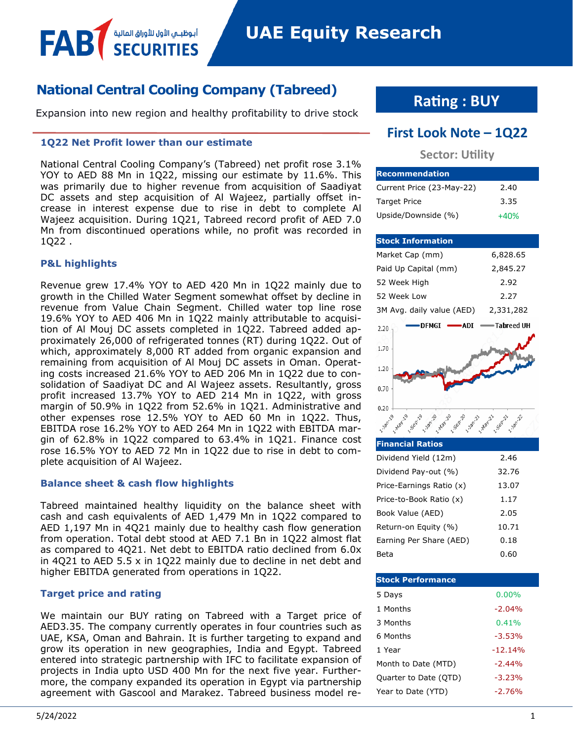# National Central Cooling Company (Tabreed)

Expansion into new region and healthy profitability to drive stock

## 1Q22 Net Profit lower than our estimate

National Central Cooling Company's (Tabreed) net profit rose 3.1% YOY to AED 88 Mn in 1Q22, missing our estimate by 11.6%. This was primarily due to higher revenue from acquisition of Saadiyat DC assets and step acquisition of Al Wajeez, partially offset increase in interest expense due to rise in debt to complete Al Wajeez acquisition. During 1Q21, Tabreed record profit of AED 7.0 Mn from discontinued operations while, no profit was recorded in 1Q22 .

### P&L highlights

Revenue grew 17.4% YOY to AED 420 Mn in 1Q22 mainly due to growth in the Chilled Water Segment somewhat offset by decline in revenue from Value Chain Segment. Chilled water top line rose 19.6% YOY to AED 406 Mn in 1Q22 mainly attributable to acquisition of Al Mouj DC assets completed in 1Q22. Tabreed added approximately 26,000 of refrigerated tonnes (RT) during 1Q22. Out of which, approximately 8,000 RT added from organic expansion and remaining from acquisition of Al Mouj DC assets in Oman. Operating costs increased 21.6% YOY to AED 206 Mn in 1Q22 due to consolidation of Saadiyat DC and Al Wajeez assets. Resultantly, gross profit increased 13.7% YOY to AED 214 Mn in 1Q22, with gross margin of 50.9% in 1Q22 from 52.6% in 1Q21. Administrative and other expenses rose 12.5% YOY to AED 60 Mn in 1Q22. Thus, EBITDA rose 16.2% YOY to AED 264 Mn in 1Q22 with EBITDA margin of 62.8% in 1Q22 compared to 63.4% in 1Q21. Finance cost rose 16.5% YOY to AED 72 Mn in 1Q22 due to rise in debt to complete acquisition of Al Wajeez.

### Balance sheet & cash flow highlights

Tabreed maintained healthy liquidity on the balance sheet with cash and cash equivalents of AED 1,479 Mn in 1Q22 compared to AED 1,197 Mn in 4Q21 mainly due to healthy cash flow generation from operation. Total debt stood at AED 7.1 Bn in 1Q22 almost flat as compared to 4Q21. Net debt to EBITDA ratio declined from 6.0x in 4Q21 to AED 5.5 x in 1Q22 mainly due to decline in net debt and higher EBITDA generated from operations in 1Q22.

### Target price and rating

We maintain our BUY rating on Tabreed with a Target price of AED3.35. The company currently operates in four countries such as UAE, KSA, Oman and Bahrain. It is further targeting to expand and grow its operation in new geographies, India and Egypt. Tabreed entered into strategic partnership with IFC to facilitate expansion of projects in India upto USD 400 Mn for the next five year. Furthermore, the company expanded its operation in Egypt via partnership agreement with Gascool and Marakez. Tabreed business model re-

## Rating : BUY

## First Look Note – 1Q22

**Sector: Utility**

| Recommendation | |
|---|---|
| Current Price (23-May-22) | 2.40 |
| Target Price | 3.35 |
| Upside/Downside (%) | +40% |

| Stock Information | |
|---|---|
| Market Cap (mm) | 6,828.65 |
| Paid Up Capital (mm) | 2,845.27 |
| 52 Week High | 2.92 |
| 52 Week Low | 2.27 |
| 3M Avg. daily value (AED) | 2,331,282 |

| Financial Ratios | |
|---|---|
| Dividend Yield (12m) | 2.46 |
| Dividend Pay-out (%) | 32.76 |
| Price-Earnings Ratio (x) | 13.07 |
| Price-to-Book Ratio (x) | 1.17 |
| Book Value (AED) | 2.05 |
| Return-on Equity (%) | 10.71 |
| Earning Per Share (AED) | 0.18 |
| Beta | 0.60 |

| Stock Performance | |
|---|---|
| 5 Days | 0.00% |
| 1 Months | -2.04% |
| 3 Months | 0.41% |
| 6 Months | -3.53% |
| 1 Year | -12.14% |
| Month to Date (MTD) | -2.44% |
| Quarter to Date (QTD) | -3.23% |
| Year to Date (YTD) | -2.76% |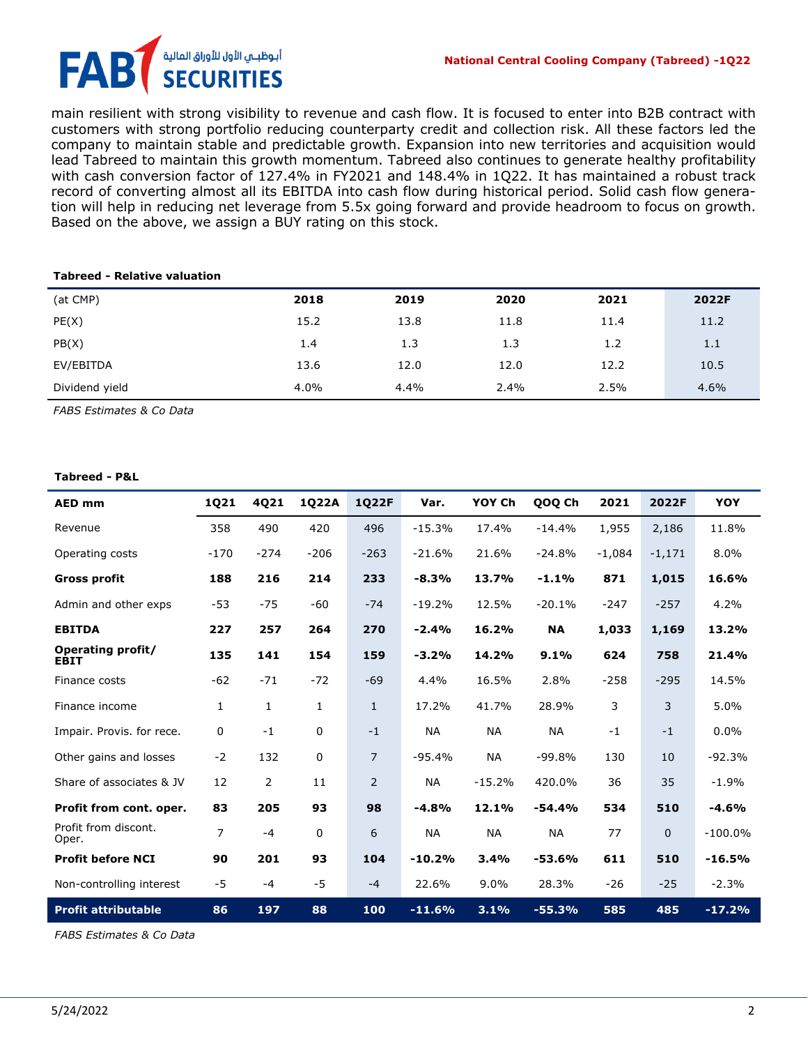main resilient with strong visibility to revenue and cash flow. It is focused to enter into B2B contract with customers with strong portfolio reducing counterparty credit and collection risk. All these factors led the company to maintain stable and predictable growth. Expansion into new territories and acquisition would lead Tabreed to maintain this growth momentum. Tabreed also continues to generate healthy profitability with cash conversion factor of 127.4% in FY2021 and 148.4% in 1Q22. It has maintained a robust track record of converting almost all its EBITDA into cash flow during historical period. Solid cash flow generation will help in reducing net leverage from 5.5x going forward and provide headroom to focus on growth. Based on the above, we assign a BUY rating on this stock.

**Tabreed - Relative valuation**

| (at CMP) | 2018 | 2019 | 2020 | 2021 | 2022F |
|---|---|---|---|---|---|
| PE(X) | 15.2 | 13.8 | 11.8 | 11.4 | 11.2 |
| PB(X) | 1.4 | 1.3 | 1.3 | 1.2 | 1.1 |
| EV/EBITDA | 13.6 | 12.0 | 12.0 | 12.2 | 10.5 |
| Dividend yield | 4.0% | 4.4% | 2.4% | 2.5% | 4.6% |

*FABS Estimates & Co Data*

**Tabreed - P&L**

| AED mm | 1Q21 | 4Q21 | 1Q22A | 1Q22F | Var. | YOY Ch | QOQ Ch | 2021 | 2022F | YOY |
|---|---|---|---|---|---|---|---|---|---|---|
| Revenue | 358 | 490 | 420 | 496 | -15.3% | 17.4% | -14.4% | 1,955 | 2,186 | 11.8% |
| Operating costs | -170 | -274 | -206 | -263 | -21.6% | 21.6% | -24.8% | -1,084 | -1,171 | 8.0% |
| **Gross profit** | **188** | **216** | **214** | **233** | **-8.3%** | **13.7%** | **-1.1%** | **871** | **1,015** | **16.6%** |
| Admin and other exps | -53 | -75 | -60 | -74 | -19.2% | 12.5% | -20.1% | -247 | -257 | 4.2% |
| **EBITDA** | **227** | **257** | **264** | **270** | **-2.4%** | **16.2%** | **NA** | **1,033** | **1,169** | **13.2%** |
| **Operating profit/ EBIT** | **135** | **141** | **154** | **159** | **-3.2%** | **14.2%** | **9.1%** | **624** | **758** | **21.4%** |
| Finance costs | -62 | -71 | -72 | -69 | 4.4% | 16.5% | 2.8% | -258 | -295 | 14.5% |
| Finance income | 1 | 1 | 1 | 1 | 17.2% | 41.7% | 28.9% | 3 | 3 | 5.0% |
| Impair. Provis. for rece. | 0 | -1 | 0 | -1 | NA | NA | NA | -1 | -1 | 0.0% |
| Other gains and losses | -2 | 132 | 0 | 7 | -95.4% | NA | -99.8% | 130 | 10 | -92.3% |
| Share of associates & JV | 12 | 2 | 11 | 2 | NA | -15.2% | 420.0% | 36 | 35 | -1.9% |
| **Profit from cont. oper.** | **83** | **205** | **93** | **98** | **-4.8%** | **12.1%** | **-54.4%** | **534** | **510** | **-4.6%** |
| Profit from discont. Oper. | 7 | -4 | 0 | 6 | NA | NA | NA | 77 | 0 | -100.0% |
| **Profit before NCI** | **90** | **201** | **93** | **104** | **-10.2%** | **3.4%** | **-53.6%** | **611** | **510** | **-16.5%** |
| Non-controlling interest | -5 | -4 | -5 | -4 | 22.6% | 9.0% | 28.3% | -26 | -25 | -2.3% |
| **Profit attributable** | **86** | **197** | **88** | **100** | **-11.6%** | **3.1%** | **-55.3%** | **585** | **485** | **-17.2%** |

*FABS Estimates & Co Data*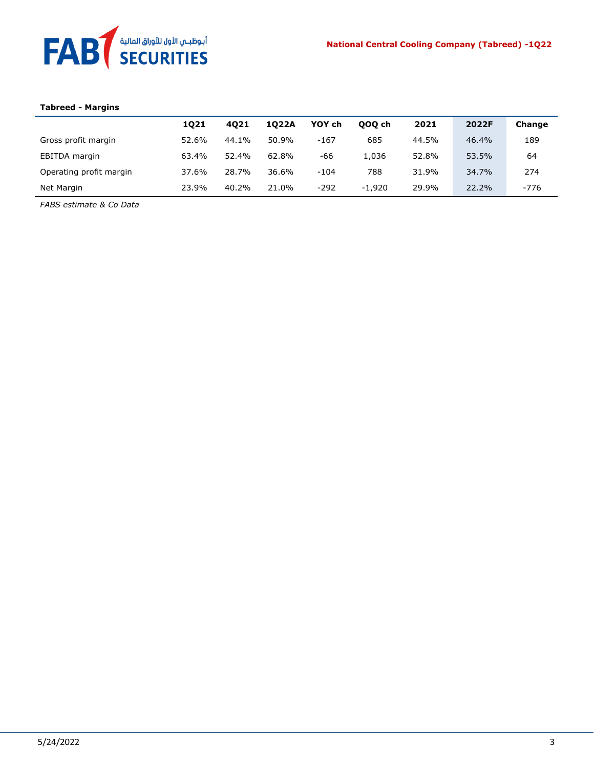**Tabreed - Margins**

| | 1Q21 | 4Q21 | 1Q22A | YOY ch | QOQ ch | 2021 | 2022F | Change |
|---|---|---|---|---|---|---|---|---|
| Gross profit margin | 52.6% | 44.1% | 50.9% | -167 | 685 | 44.5% | 46.4% | 189 |
| EBITDA margin | 63.4% | 52.4% | 62.8% | -66 | 1,036 | 52.8% | 53.5% | 64 |
| Operating profit margin | 37.6% | 28.7% | 36.6% | -104 | 788 | 31.9% | 34.7% | 274 |
| Net Margin | 23.9% | 40.2% | 21.0% | -292 | -1,920 | 29.9% | 22.2% | -776 |

*FABS estimate & Co Data*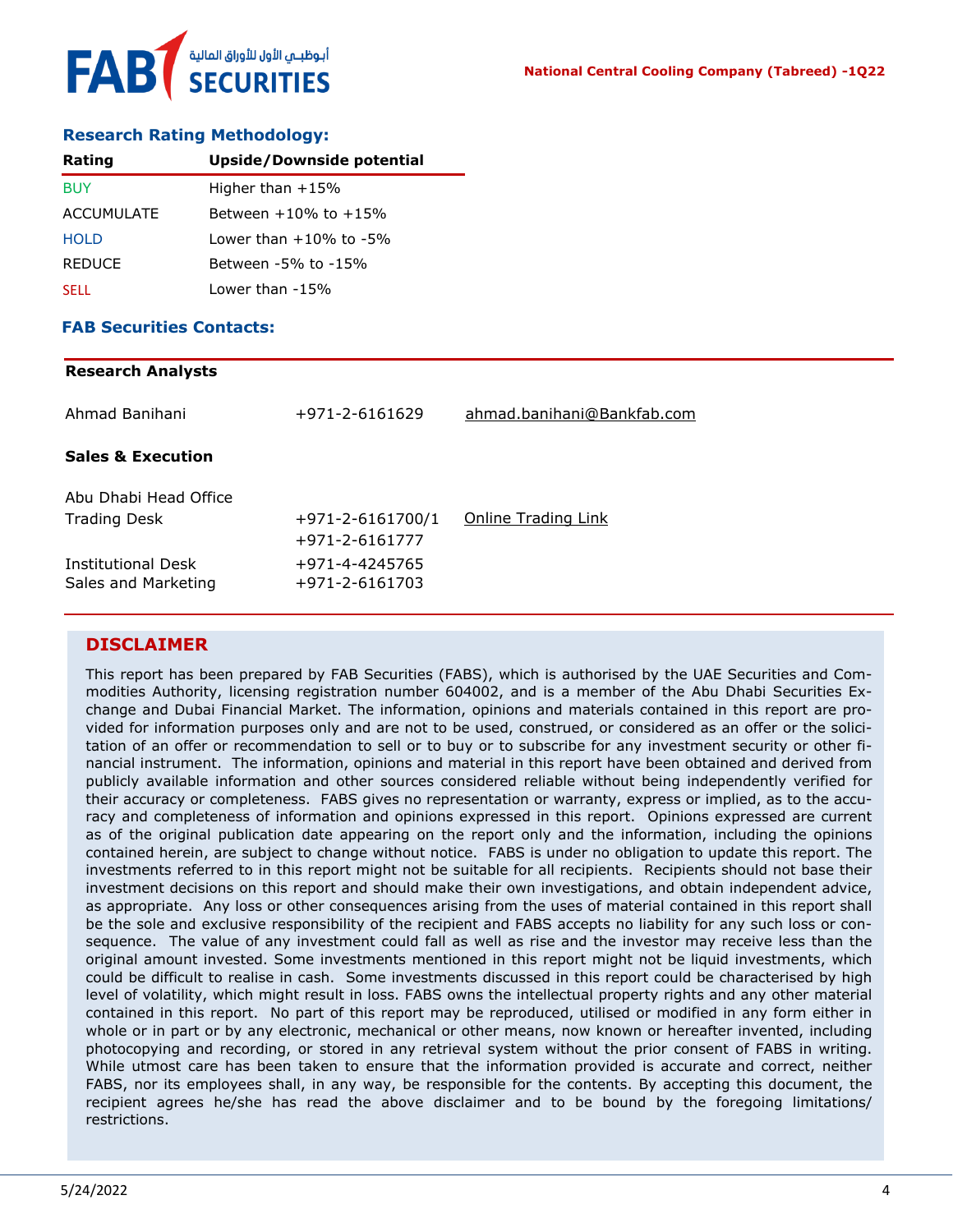## Research Rating Methodology:

| Rating | Upside/Downside potential |
|---|---|
| BUY | Higher than +15% |
| ACCUMULATE | Between +10% to +15% |
| HOLD | Lower than +10% to -5% |
| REDUCE | Between -5% to -15% |
| SELL | Lower than -15% |

## FAB Securities Contacts:

**Research Analysts**

| | | |
|---|---|---|
| Ahmad Banihani | +971-2-6161629 | ahmad.banihani@Bankfab.com |

**Sales & Execution**

| | | |
|---|---|---|
| Abu Dhabi Head Office | | |
| Trading Desk | +971-2-6161700/1<br>+971-2-6161777 | Online Trading Link |
| Institutional Desk | +971-4-4245765 | |
| Sales and Marketing | +971-2-6161703 | |

## DISCLAIMER

This report has been prepared by FAB Securities (FABS), which is authorised by the UAE Securities and Commodities Authority, licensing registration number 604002, and is a member of the Abu Dhabi Securities Exchange and Dubai Financial Market. The information, opinions and materials contained in this report are provided for information purposes only and are not to be used, construed, or considered as an offer or the solicitation of an offer or recommendation to sell or to buy or to subscribe for any investment security or other financial instrument. The information, opinions and material in this report have been obtained and derived from publicly available information and other sources considered reliable without being independently verified for their accuracy or completeness. FABS gives no representation or warranty, express or implied, as to the accuracy and completeness of information and opinions expressed in this report. Opinions expressed are current as of the original publication date appearing on the report only and the information, including the opinions contained herein, are subject to change without notice. FABS is under no obligation to update this report. The investments referred to in this report might not be suitable for all recipients. Recipients should not base their investment decisions on this report and should make their own investigations, and obtain independent advice, as appropriate. Any loss or other consequences arising from the uses of material contained in this report shall be the sole and exclusive responsibility of the recipient and FABS accepts no liability for any such loss or consequence. The value of any investment could fall as well as rise and the investor may receive less than the original amount invested. Some investments mentioned in this report might not be liquid investments, which could be difficult to realise in cash. Some investments discussed in this report could be characterised by high level of volatility, which might result in loss. FABS owns the intellectual property rights and any other material contained in this report. No part of this report may be reproduced, utilised or modified in any form either in whole or in part or by any electronic, mechanical or other means, now known or hereafter invented, including photocopying and recording, or stored in any retrieval system without the prior consent of FABS in writing. While utmost care has been taken to ensure that the information provided is accurate and correct, neither FABS, nor its employees shall, in any way, be responsible for the contents. By accepting this document, the recipient agrees he/she has read the above disclaimer and to be bound by the foregoing limitations/restrictions.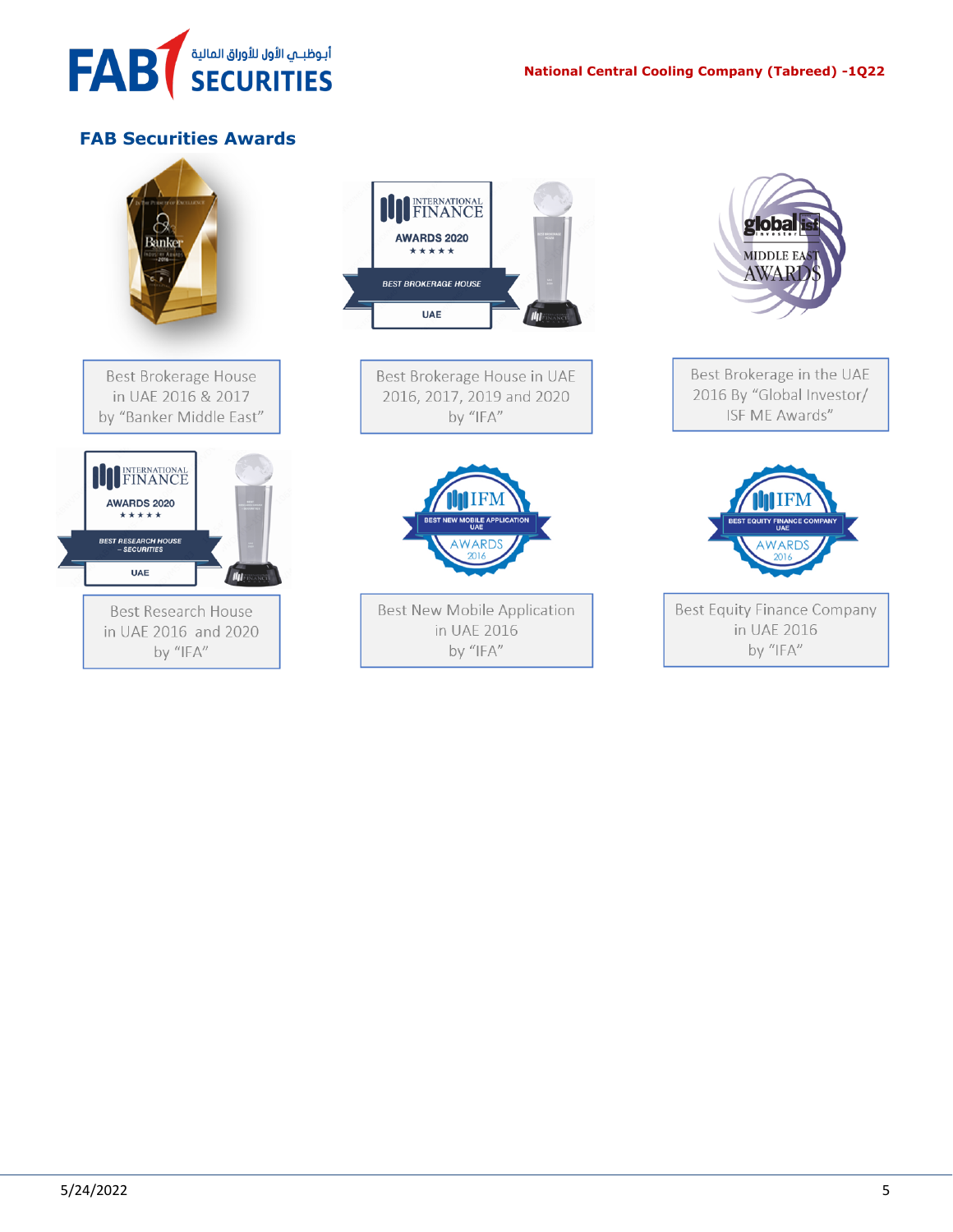## FAB Securities Awards

Best Brokerage House in UAE 2016 & 2017 by "Banker Middle East"

Best Brokerage House in UAE 2016, 2017, 2019 and 2020 by "IFA"

Best Brokerage in the UAE 2016 By "Global Investor/ ISF ME Awards"

Best Research House in UAE 2016 and 2020 by "IFA"

Best New Mobile Application in UAE 2016 by "IFA"

Best Equity Finance Company in UAE 2016 by "IFA"